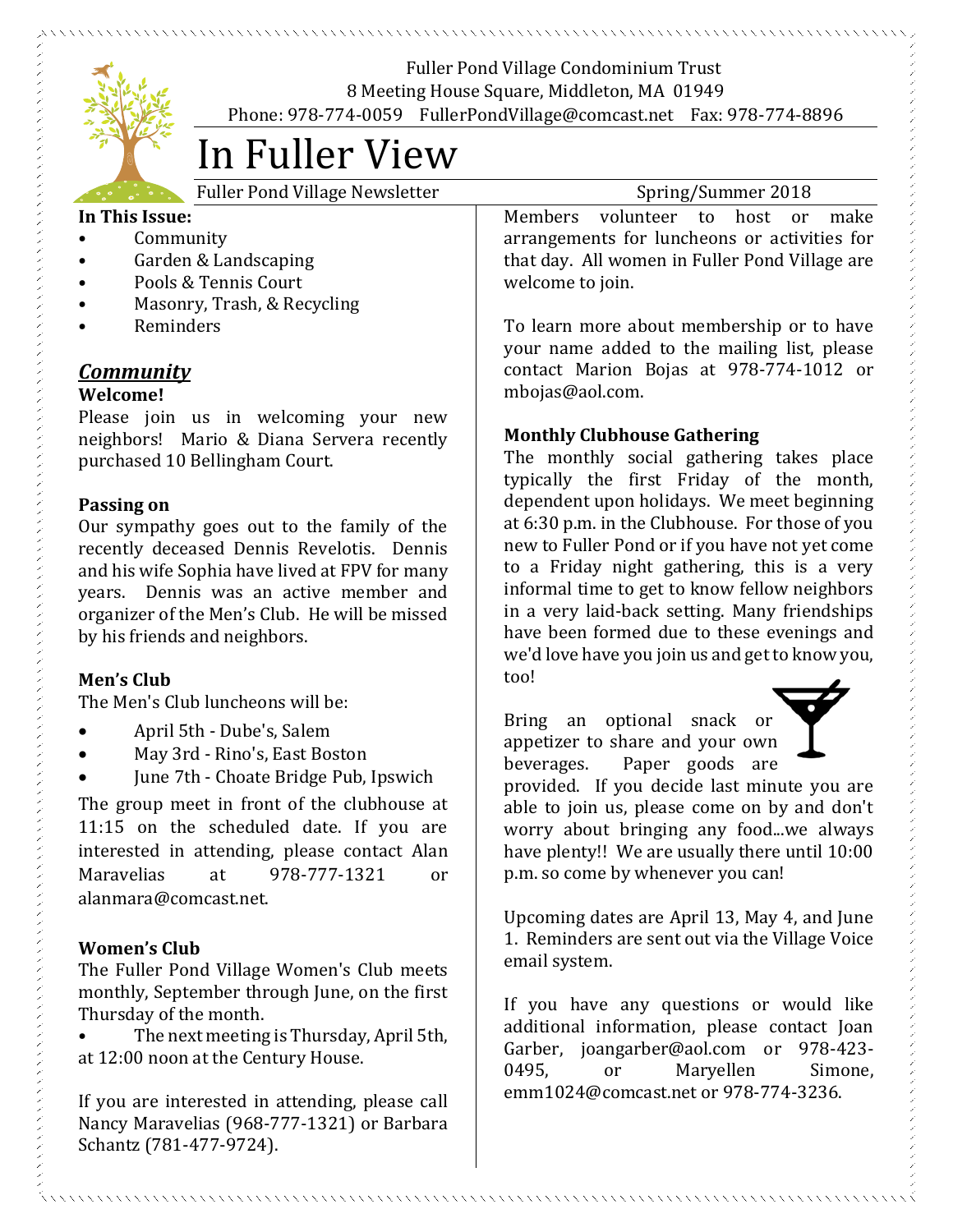Fuller Pond Village Condominium Trust
8 Meeting House Square, Middleton, MA 01949
Phone: 978-774-0059 FullerPondVillage@comcast.net Fax: 978-774-8896

# In Fuller View

Fuller Pond Village Newsletter — Spring/Summer 2018

**In This Issue:**

- Community
- Garden & Landscaping
- Pools & Tennis Court
- Masonry, Trash, & Recycling
- Reminders

## ***Community***

**Welcome!**

Please join us in welcoming your new neighbors! Mario & Diana Servera recently purchased 10 Bellingham Court.

**Passing on**

Our sympathy goes out to the family of the recently deceased Dennis Revelotis. Dennis and his wife Sophia have lived at FPV for many years. Dennis was an active member and organizer of the Men's Club. He will be missed by his friends and neighbors.

**Men's Club**

The Men's Club luncheons will be:

- April 5th - Dube's, Salem
- May 3rd - Rino's, East Boston
- June 7th - Choate Bridge Pub, Ipswich

The group meet in front of the clubhouse at 11:15 on the scheduled date. If you are interested in attending, please contact Alan Maravelias at 978-777-1321 or alanmara@comcast.net.

**Women's Club**

The Fuller Pond Village Women's Club meets monthly, September through June, on the first Thursday of the month.

- The next meeting is Thursday, April 5th, at 12:00 noon at the Century House.

If you are interested in attending, please call Nancy Maravelias (968-777-1321) or Barbara Schantz (781-477-9724).

Members volunteer to host or make arrangements for luncheons or activities for that day. All women in Fuller Pond Village are welcome to join.

To learn more about membership or to have your name added to the mailing list, please contact Marion Bojas at 978-774-1012 or mbojas@aol.com.

**Monthly Clubhouse Gathering**

The monthly social gathering takes place typically the first Friday of the month, dependent upon holidays. We meet beginning at 6:30 p.m. in the Clubhouse. For those of you new to Fuller Pond or if you have not yet come to a Friday night gathering, this is a very informal time to get to know fellow neighbors in a very laid-back setting. Many friendships have been formed due to these evenings and we'd love have you join us and get to know you, too!

Bring an optional snack or appetizer to share and your own beverages. Paper goods are provided. If you decide last minute you are able to join us, please come on by and don't worry about bringing any food...we always have plenty!! We are usually there until 10:00 p.m. so come by whenever you can!

Upcoming dates are April 13, May 4, and June 1. Reminders are sent out via the Village Voice email system.

If you have any questions or would like additional information, please contact Joan Garber, joangarber@aol.com or 978-423-0495, or Maryellen Simone, emm1024@comcast.net or 978-774-3236.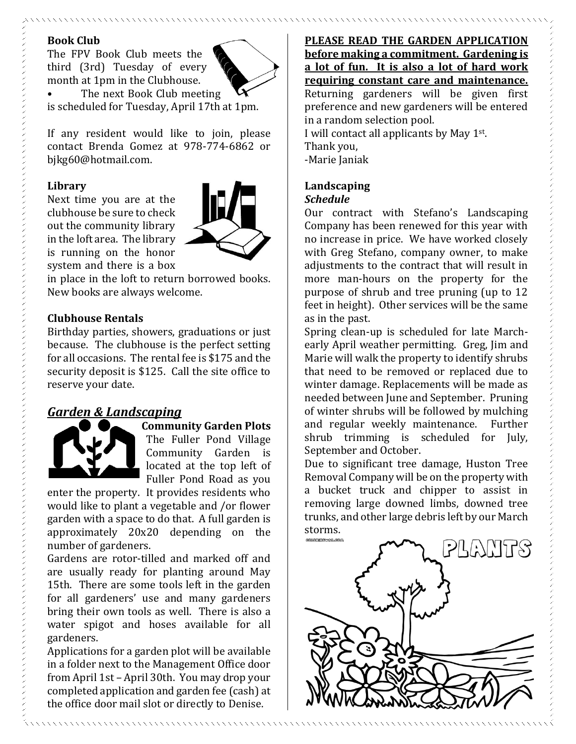### Book Club

The FPV Book Club meets the third (3rd) Tuesday of every month at 1pm in the Clubhouse.

- The next Book Club meeting is scheduled for Tuesday, April 17th at 1pm.

If any resident would like to join, please contact Brenda Gomez at 978-774-6862 or bjkg60@hotmail.com.

### Library

Next time you are at the clubhouse be sure to check out the community library in the loft area. The library is running on the honor system and there is a box in place in the loft to return borrowed books. New books are always welcome.

### Clubhouse Rentals

Birthday parties, showers, graduations or just because. The clubhouse is the perfect setting for all occasions. The rental fee is $175 and the security deposit is $125. Call the site office to reserve your date.

## *Garden & Landscaping*

### Community Garden Plots

The Fuller Pond Village Community Garden is located at the top left of Fuller Pond Road as you enter the property. It provides residents who would like to plant a vegetable and /or flower garden with a space to do that. A full garden is approximately 20x20 depending on the number of gardeners.

Gardens are rotor-tilled and marked off and are usually ready for planting around May 15th. There are some tools left in the garden for all gardeners' use and many gardeners bring their own tools as well. There is also a water spigot and hoses available for all gardeners.

Applications for a garden plot will be available in a folder next to the Management Office door from April 1st – April 30th. You may drop your completed application and garden fee (cash) at the office door mail slot or directly to Denise.

**PLEASE READ THE GARDEN APPLICATION before making a commitment. Gardening is a lot of fun. It is also a lot of hard work requiring constant care and maintenance.** Returning gardeners will be given first preference and new gardeners will be entered in a random selection pool.

I will contact all applicants by May 1st.

Thank you,

-Marie Janiak

### Landscaping

***Schedule***

Our contract with Stefano's Landscaping Company has been renewed for this year with no increase in price. We have worked closely with Greg Stefano, company owner, to make adjustments to the contract that will result in more man-hours on the property for the purpose of shrub and tree pruning (up to 12 feet in height). Other services will be the same as in the past.

Spring clean-up is scheduled for late March-early April weather permitting. Greg, Jim and Marie will walk the property to identify shrubs that need to be removed or replaced due to winter damage. Replacements will be made as needed between June and September. Pruning of winter shrubs will be followed by mulching and regular weekly maintenance. Further shrub trimming is scheduled for July, September and October.

Due to significant tree damage, Huston Tree Removal Company will be on the property with a bucket truck and chipper to assist in removing large downed limbs, downed tree trunks, and other large debris left by our March storms.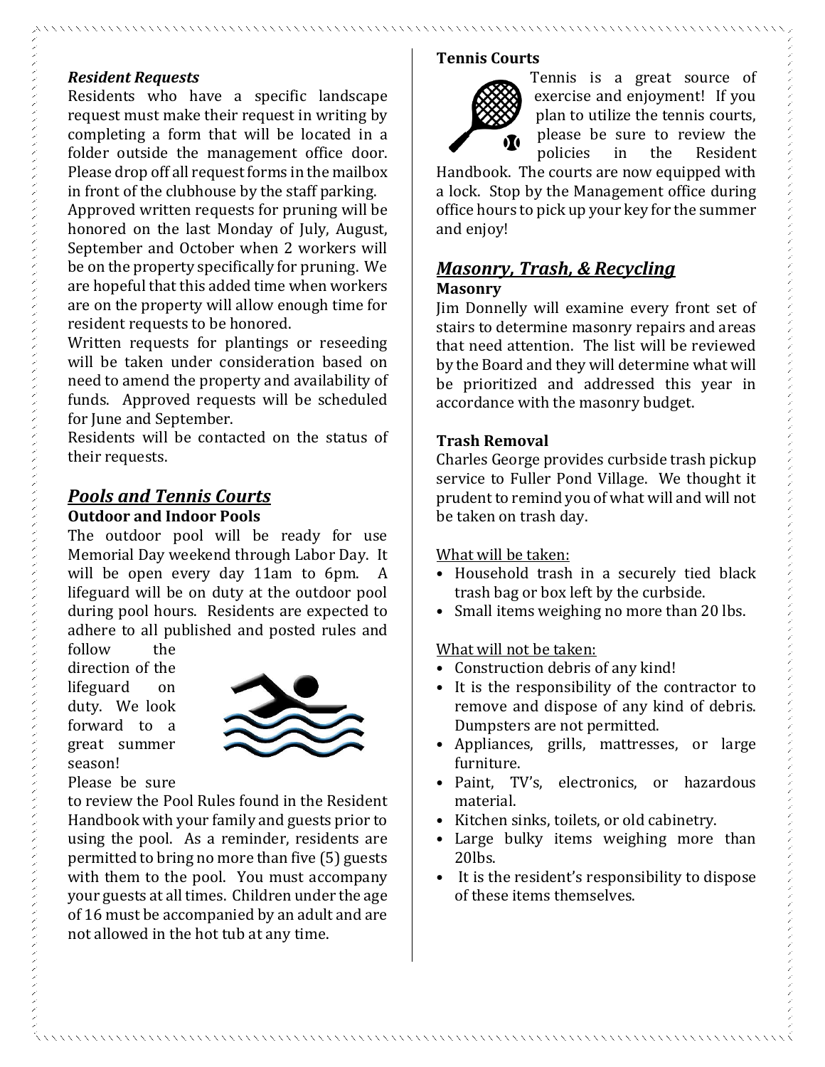***Resident Requests***

Residents who have a specific landscape request must make their request in writing by completing a form that will be located in a folder outside the management office door. Please drop off all request forms in the mailbox in front of the clubhouse by the staff parking.

Approved written requests for pruning will be honored on the last Monday of July, August, September and October when 2 workers will be on the property specifically for pruning. We are hopeful that this added time when workers are on the property will allow enough time for resident requests to be honored.

Written requests for plantings or reseeding will be taken under consideration based on need to amend the property and availability of funds. Approved requests will be scheduled for June and September.

Residents will be contacted on the status of their requests.

## ***Pools and Tennis Courts***

### **Outdoor and Indoor Pools**

The outdoor pool will be ready for use Memorial Day weekend through Labor Day. It will be open every day 11am to 6pm. A lifeguard will be on duty at the outdoor pool during pool hours. Residents are expected to adhere to all published and posted rules and follow the direction of the lifeguard on duty. We look forward to a great summer season!

Please be sure to review the Pool Rules found in the Resident Handbook with your family and guests prior to using the pool. As a reminder, residents are permitted to bring no more than five (5) guests with them to the pool. You must accompany your guests at all times. Children under the age of 16 must be accompanied by an adult and are not allowed in the hot tub at any time.

### **Tennis Courts**

Tennis is a great source of exercise and enjoyment! If you plan to utilize the tennis courts, please be sure to review the policies in the Resident Handbook. The courts are now equipped with a lock. Stop by the Management office during office hours to pick up your key for the summer and enjoy!

## ***Masonry, Trash, & Recycling***

### **Masonry**

Jim Donnelly will examine every front set of stairs to determine masonry repairs and areas that need attention. The list will be reviewed by the Board and they will determine what will be prioritized and addressed this year in accordance with the masonry budget.

### **Trash Removal**

Charles George provides curbside trash pickup service to Fuller Pond Village. We thought it prudent to remind you of what will and will not be taken on trash day.

<u>What will be taken:</u>

- Household trash in a securely tied black trash bag or box left by the curbside.
- Small items weighing no more than 20 lbs.

<u>What will not be taken:</u>

- Construction debris of any kind!
- It is the responsibility of the contractor to remove and dispose of any kind of debris. Dumpsters are not permitted.
- Appliances, grills, mattresses, or large furniture.
- Paint, TV's, electronics, or hazardous material.
- Kitchen sinks, toilets, or old cabinetry.
- Large bulky items weighing more than 20lbs.
- It is the resident's responsibility to dispose of these items themselves.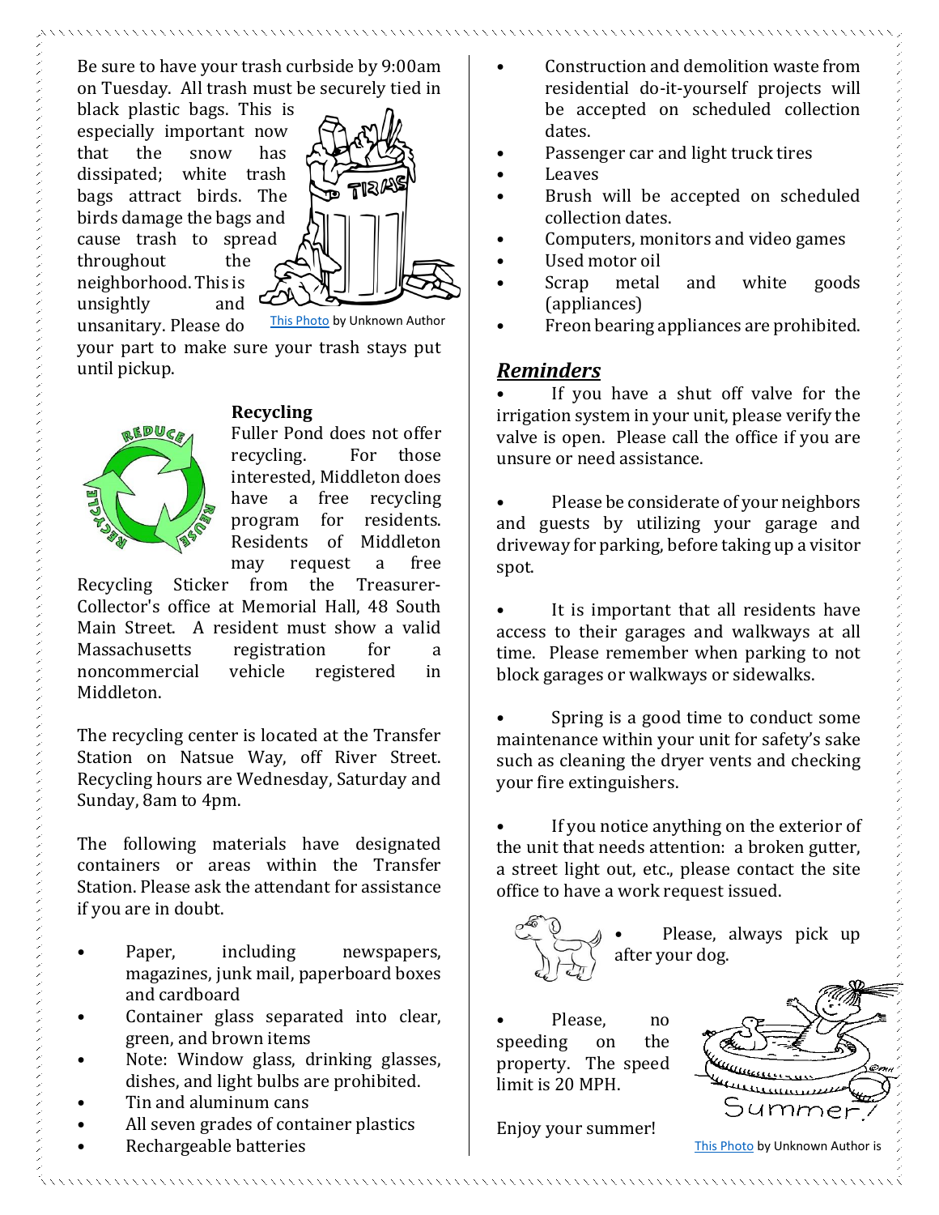Be sure to have your trash curbside by 9:00am on Tuesday. All trash must be securely tied in black plastic bags. This is especially important now that the snow has dissipated; white trash bags attract birds. The birds damage the bags and cause trash to spread throughout the neighborhood. This is unsightly and unsanitary. Please do your part to make sure your trash stays put until pickup.

This Photo by Unknown Author

**Recycling**

Fuller Pond does not offer recycling. For those interested, Middleton does have a free recycling program for residents. Residents of Middleton may request a free Recycling Sticker from the Treasurer-Collector's office at Memorial Hall, 48 South Main Street. A resident must show a valid Massachusetts registration for a noncommercial vehicle registered in Middleton.

The recycling center is located at the Transfer Station on Natsue Way, off River Street. Recycling hours are Wednesday, Saturday and Sunday, 8am to 4pm.

The following materials have designated containers or areas within the Transfer Station. Please ask the attendant for assistance if you are in doubt.

- Paper, including newspapers, magazines, junk mail, paperboard boxes and cardboard
- Container glass separated into clear, green, and brown items
- Note: Window glass, drinking glasses, dishes, and light bulbs are prohibited.
- Tin and aluminum cans
- All seven grades of container plastics
- Rechargeable batteries
- Construction and demolition waste from residential do-it-yourself projects will be accepted on scheduled collection dates.
- Passenger car and light truck tires
- Leaves
- Brush will be accepted on scheduled collection dates.
- Computers, monitors and video games
- Used motor oil
- Scrap metal and white goods (appliances)
- Freon bearing appliances are prohibited.

## ***Reminders***

- If you have a shut off valve for the irrigation system in your unit, please verify the valve is open. Please call the office if you are unsure or need assistance.
- Please be considerate of your neighbors and guests by utilizing your garage and driveway for parking, before taking up a visitor spot.
- It is important that all residents have access to their garages and walkways at all time. Please remember when parking to not block garages or walkways or sidewalks.
- Spring is a good time to conduct some maintenance within your unit for safety's sake such as cleaning the dryer vents and checking your fire extinguishers.
- If you notice anything on the exterior of the unit that needs attention: a broken gutter, a street light out, etc., please contact the site office to have a work request issued.
- Please, always pick up after your dog.
- Please, no speeding on the property. The speed limit is 20 MPH.

Enjoy your summer!

This Photo by Unknown Author is